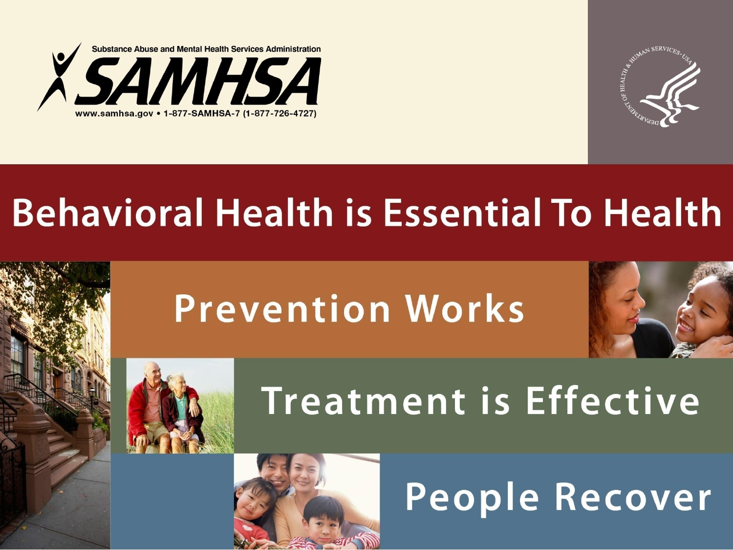Substance Abuse and Mental Health Services Administration

**SAMHSA**

www.samhsa.gov • 1-877-SAMHSA-7 (1-877-726-4727)

# Behavioral Health is Essential To Health

## Prevention Works

## Treatment is Effective

## People Recover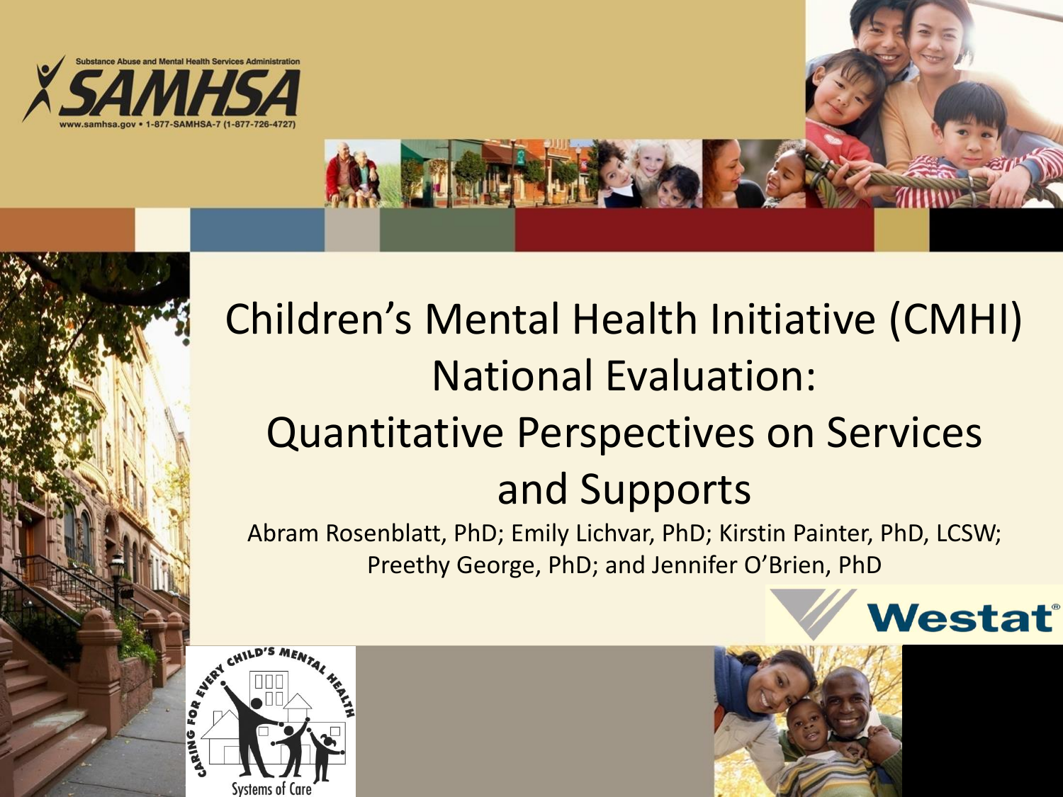Substance Abuse and Mental Health Services Administration

SAMHSA

www.samhsa.gov • 1-877-SAMHSA-7 (1-877-726-4727)

# Children's Mental Health Initiative (CMHI) National Evaluation: Quantitative Perspectives on Services and Supports

Abram Rosenblatt, PhD; Emily Lichvar, PhD; Kirstin Painter, PhD, LCSW; Preethy George, PhD; and Jennifer O'Brien, PhD

Westat

CARING FOR EVERY CHILD'S MENTAL HEALTH

Systems of Care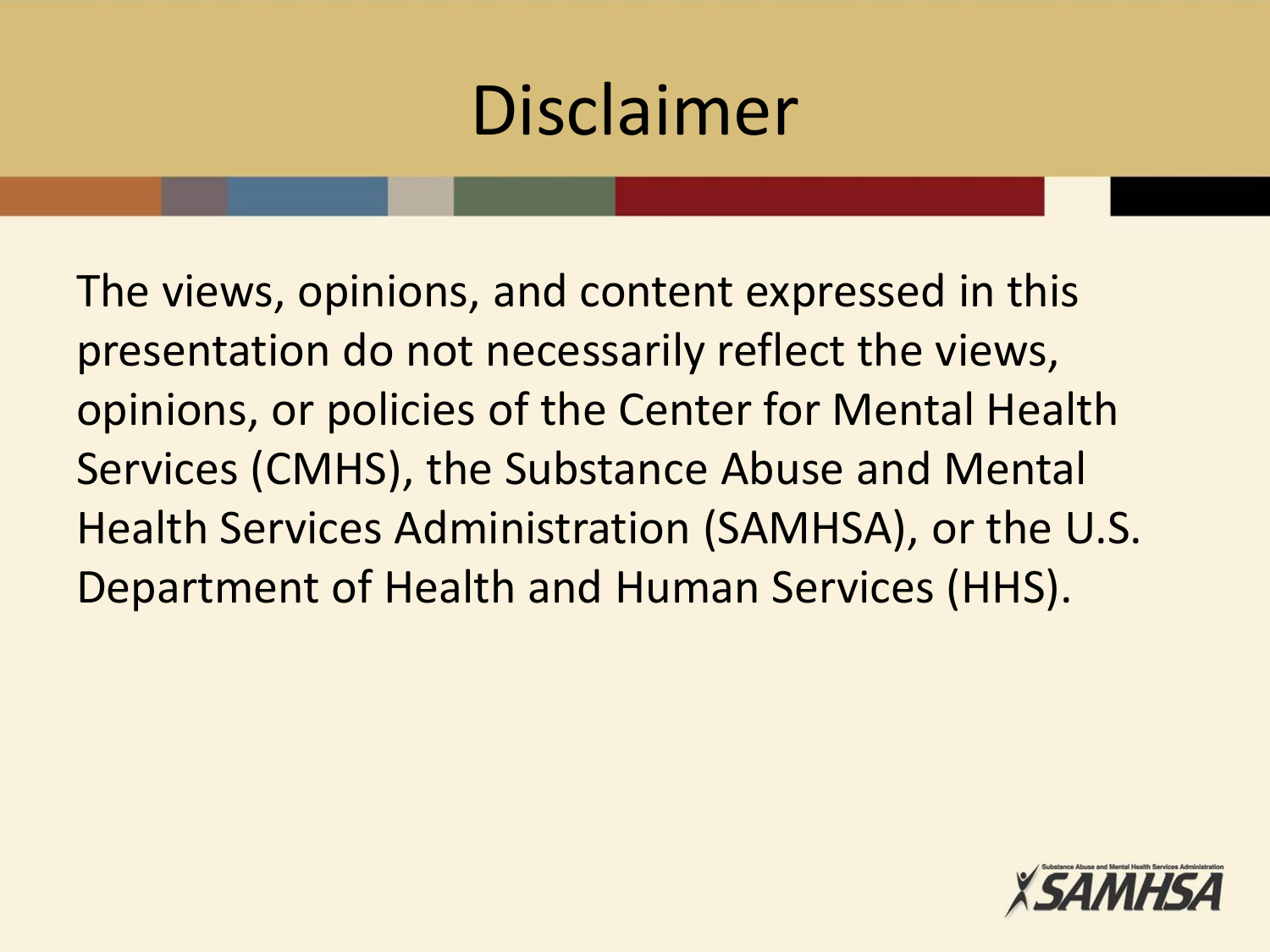# Disclaimer

The views, opinions, and content expressed in this presentation do not necessarily reflect the views, opinions, or policies of the Center for Mental Health Services (CMHS), the Substance Abuse and Mental Health Services Administration (SAMHSA), or the U.S. Department of Health and Human Services (HHS).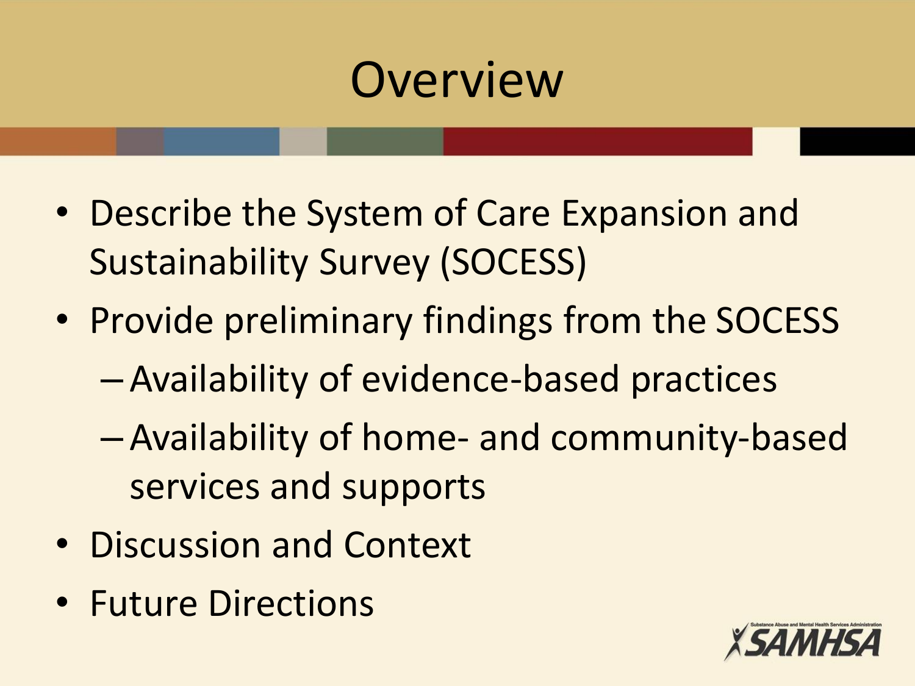# Overview

- Describe the System of Care Expansion and Sustainability Survey (SOCESS)
- Provide preliminary findings from the SOCESS
  - Availability of evidence-based practices
  - Availability of home- and community-based services and supports
- Discussion and Context
- Future Directions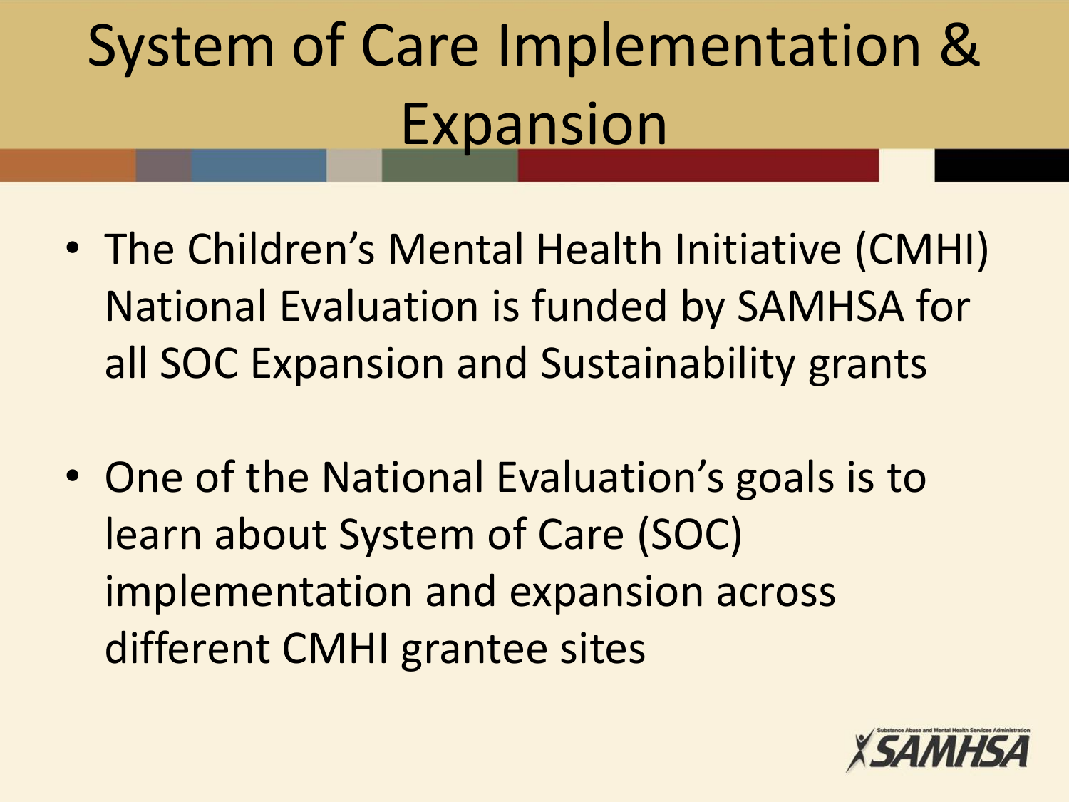# System of Care Implementation & Expansion

- The Children's Mental Health Initiative (CMHI) National Evaluation is funded by SAMHSA for all SOC Expansion and Sustainability grants
- One of the National Evaluation's goals is to learn about System of Care (SOC) implementation and expansion across different CMHI grantee sites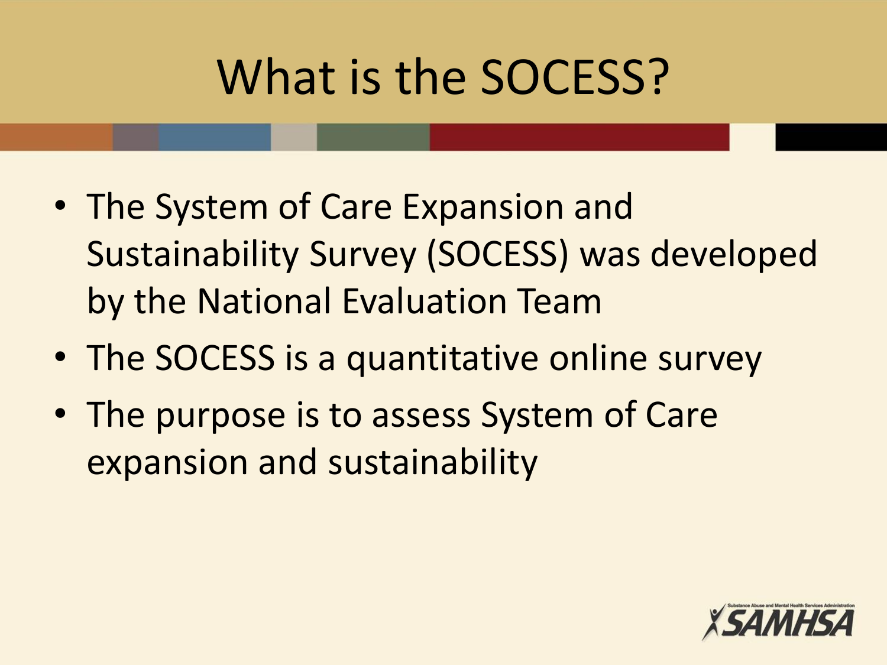# What is the SOCESS?

- The System of Care Expansion and Sustainability Survey (SOCESS) was developed by the National Evaluation Team
- The SOCESS is a quantitative online survey
- The purpose is to assess System of Care expansion and sustainability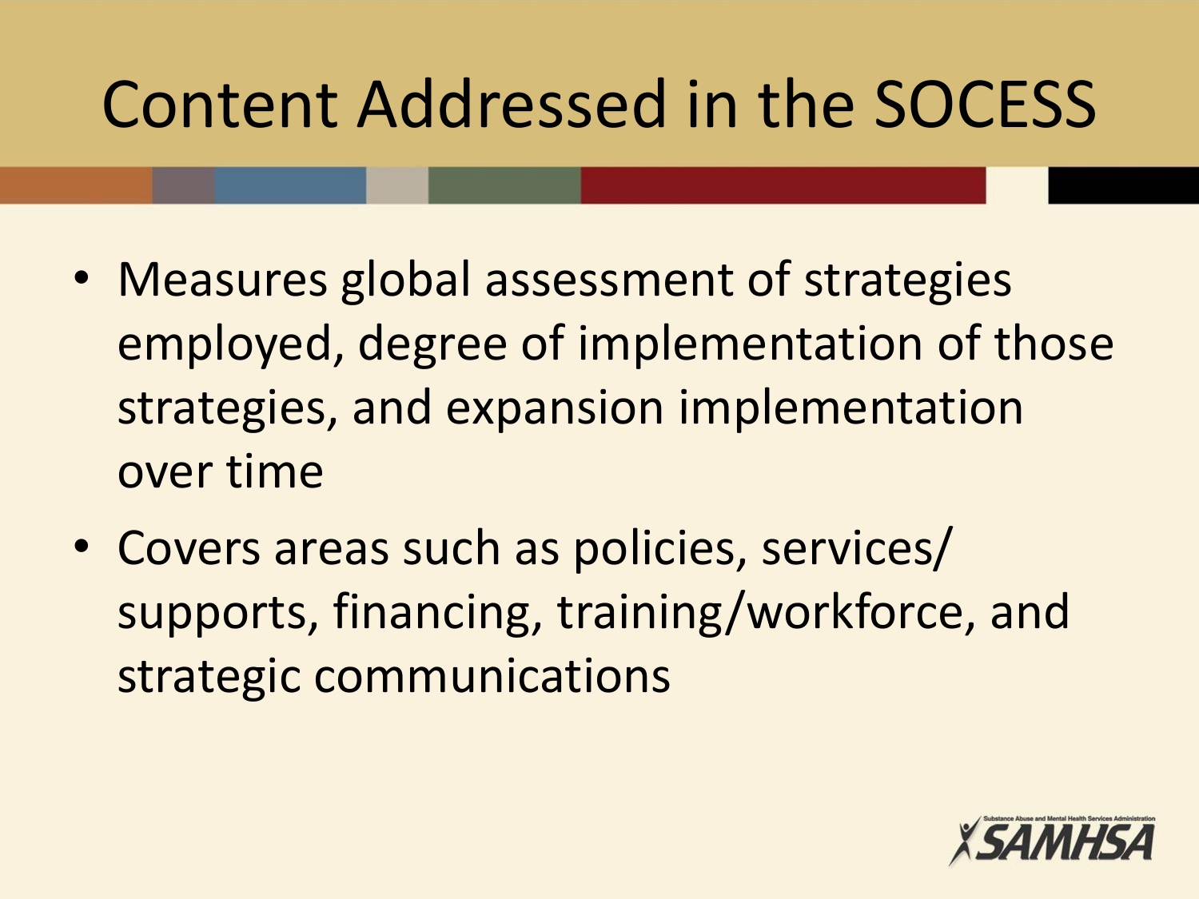# Content Addressed in the SOCESS

- Measures global assessment of strategies employed, degree of implementation of those strategies, and expansion implementation over time
- Covers areas such as policies, services/ supports, financing, training/workforce, and strategic communications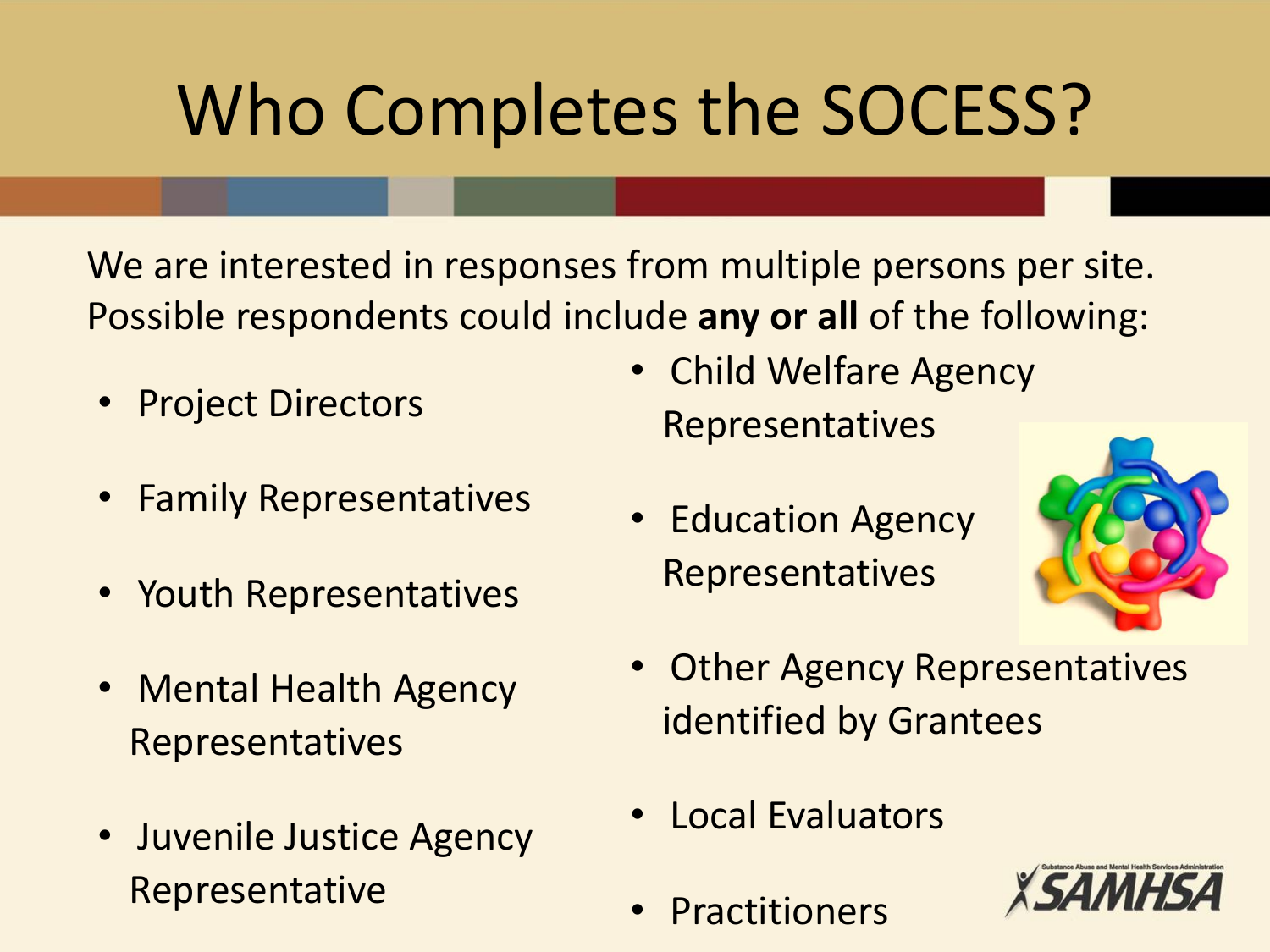# Who Completes the SOCESS?

We are interested in responses from multiple persons per site. Possible respondents could include **any or all** of the following:

- Project Directors
- Family Representatives
- Youth Representatives
- Mental Health Agency Representatives
- Juvenile Justice Agency Representative
- Child Welfare Agency Representatives
- Education Agency Representatives
- Other Agency Representatives identified by Grantees
- Local Evaluators
- Practitioners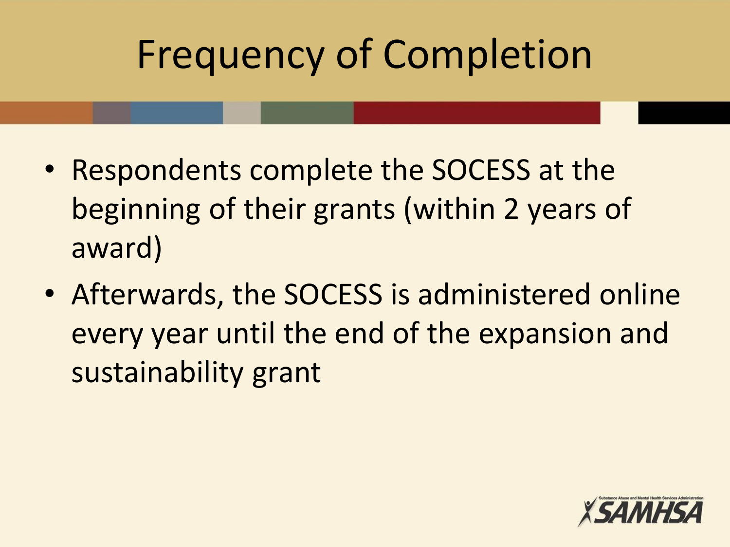# Frequency of Completion

- Respondents complete the SOCESS at the beginning of their grants (within 2 years of award)
- Afterwards, the SOCESS is administered online every year until the end of the expansion and sustainability grant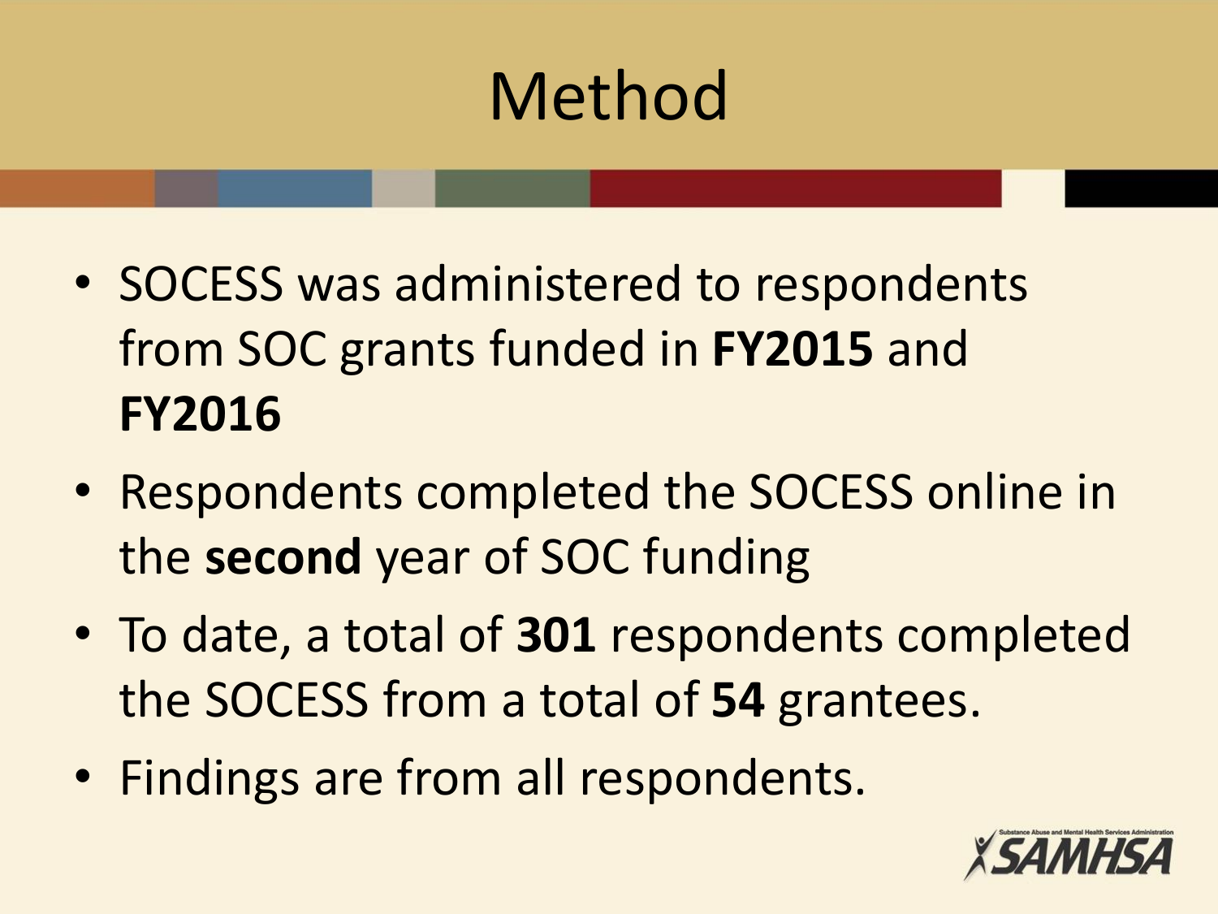# Method

- SOCESS was administered to respondents from SOC grants funded in **FY2015** and **FY2016**
- Respondents completed the SOCESS online in the **second** year of SOC funding
- To date, a total of **301** respondents completed the SOCESS from a total of **54** grantees.
- Findings are from all respondents.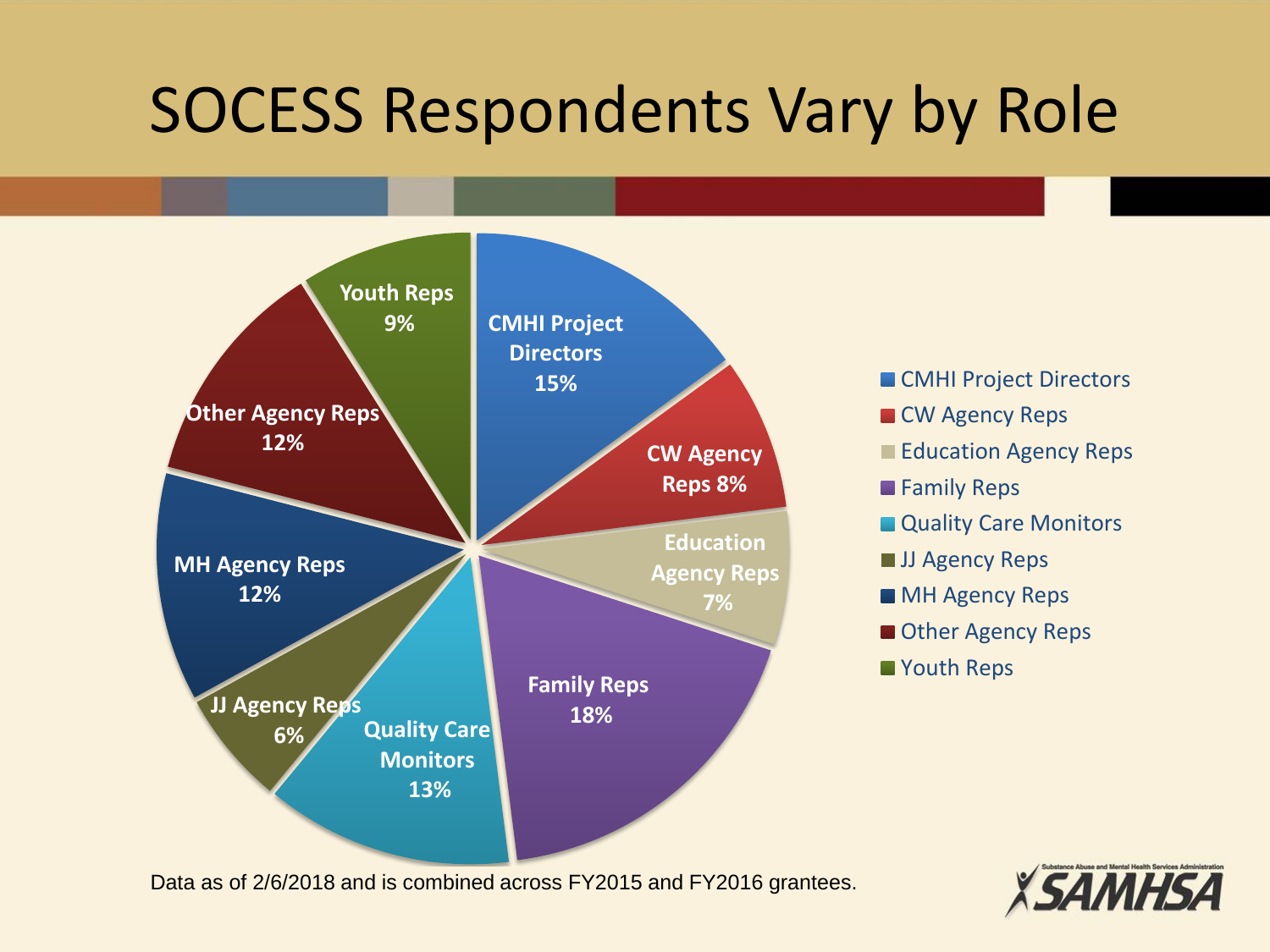# SOCESS Respondents Vary by Role

| Role | Percentage |
| --- | --- |
| CMHI Project Directors | 15% |
| CW Agency Reps | 8% |
| Education Agency Reps | 7% |
| Family Reps | 18% |
| Quality Care Monitors | 13% |
| JJ Agency Reps | 6% |
| MH Agency Reps | 12% |
| Other Agency Reps | 12% |
| Youth Reps | 9% |

Data as of 2/6/2018 and is combined across FY2015 and FY2016 grantees.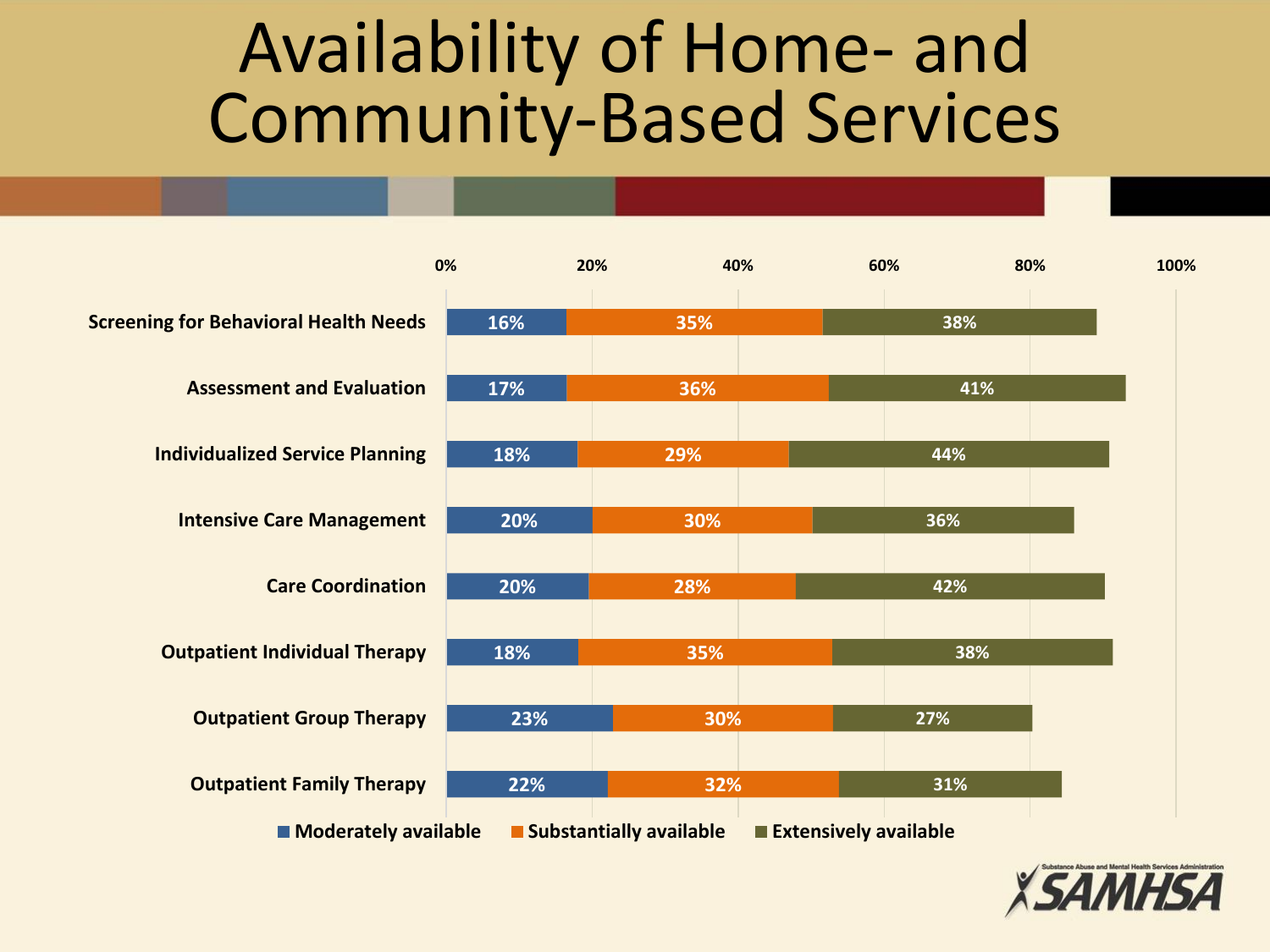# Availability of Home- and Community-Based Services

| Service | Moderately available | Substantially available | Extensively available |
|---|---|---|---|
| Screening for Behavioral Health Needs | 16% | 35% | 38% |
| Assessment and Evaluation | 17% | 36% | 41% |
| Individualized Service Planning | 18% | 29% | 44% |
| Intensive Care Management | 20% | 30% | 36% |
| Care Coordination | 20% | 28% | 42% |
| Outpatient Individual Therapy | 18% | 35% | 38% |
| Outpatient Group Therapy | 23% | 30% | 27% |
| Outpatient Family Therapy | 22% | 32% | 31% |

SAMHSA – Substance Abuse and Mental Health Services Administration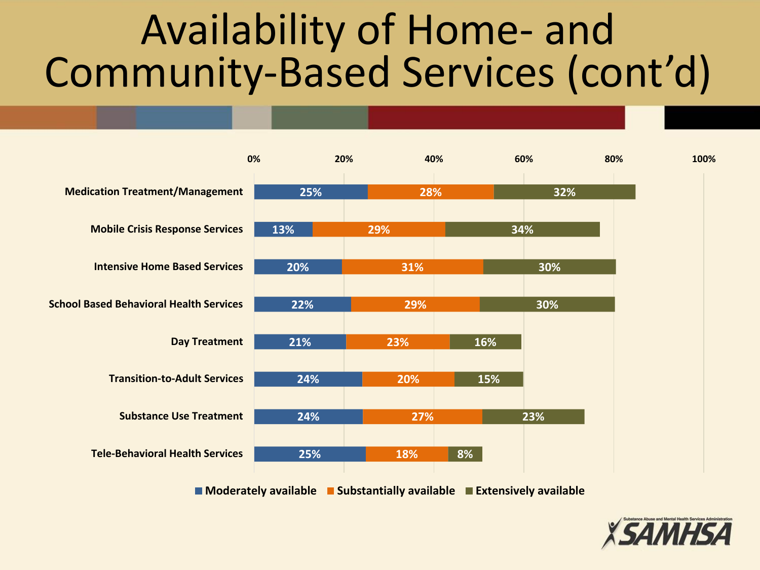# Availability of Home- and Community-Based Services (cont'd)

| Service | Moderately available | Substantially available | Extensively available |
| --- | --- | --- | --- |
| Medication Treatment/Management | 25% | 28% | 32% |
| Mobile Crisis Response Services | 13% | 29% | 34% |
| Intensive Home Based Services | 20% | 31% | 30% |
| School Based Behavioral Health Services | 22% | 29% | 30% |
| Day Treatment | 21% | 23% | 16% |
| Transition-to-Adult Services | 24% | 20% | 15% |
| Substance Use Treatment | 24% | 27% | 23% |
| Tele-Behavioral Health Services | 25% | 18% | 8% |

Substance Abuse and Mental Health Services Administration
SAMHSA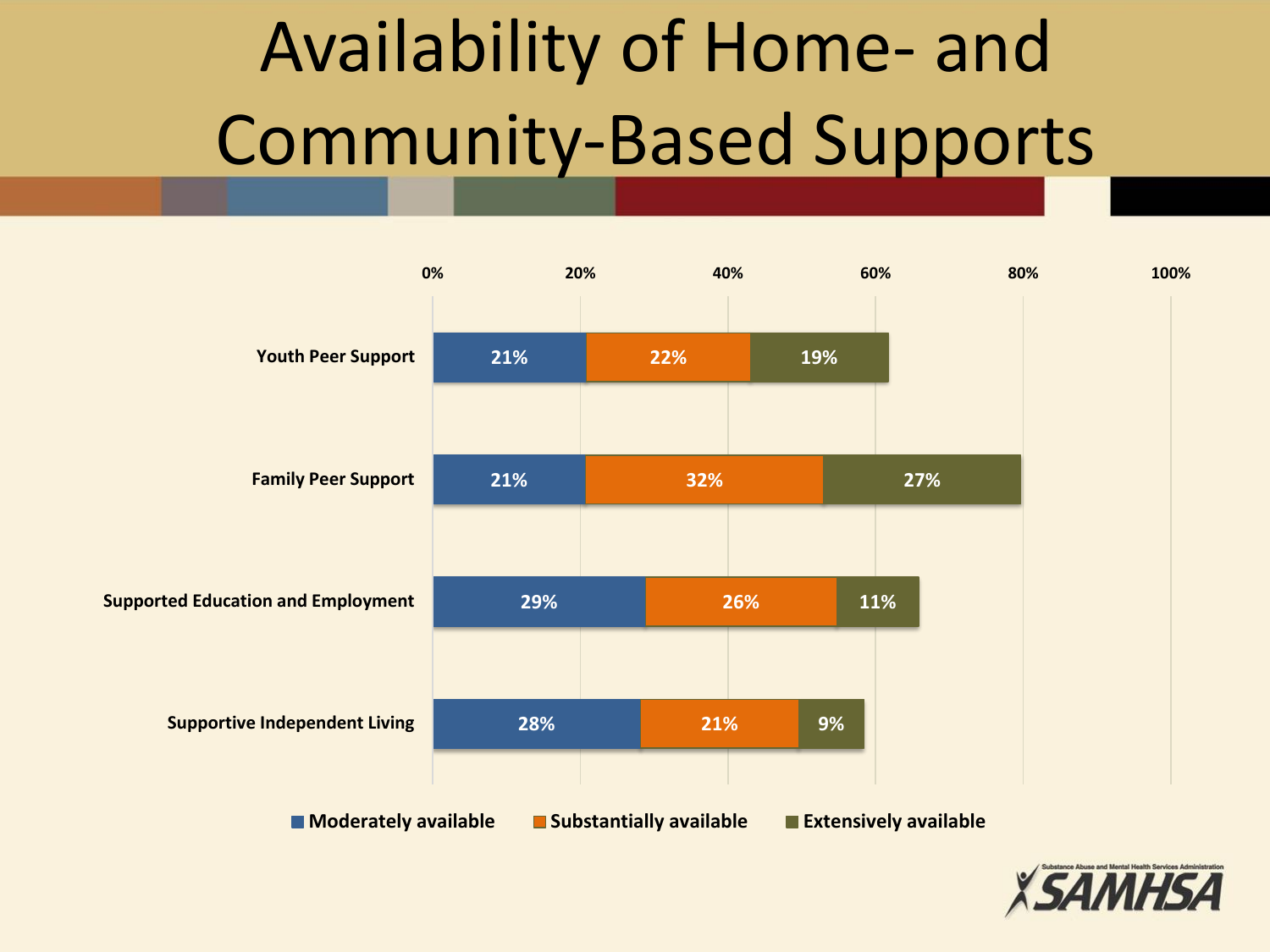# Availability of Home- and Community-Based Supports

| | Moderately available | Substantially available | Extensively available |
|---|---|---|---|
| Youth Peer Support | 21% | 22% | 19% |
| Family Peer Support | 21% | 32% | 27% |
| Supported Education and Employment | 29% | 26% | 11% |
| Supportive Independent Living | 28% | 21% | 9% |

SAMHSA — Substance Abuse and Mental Health Services Administration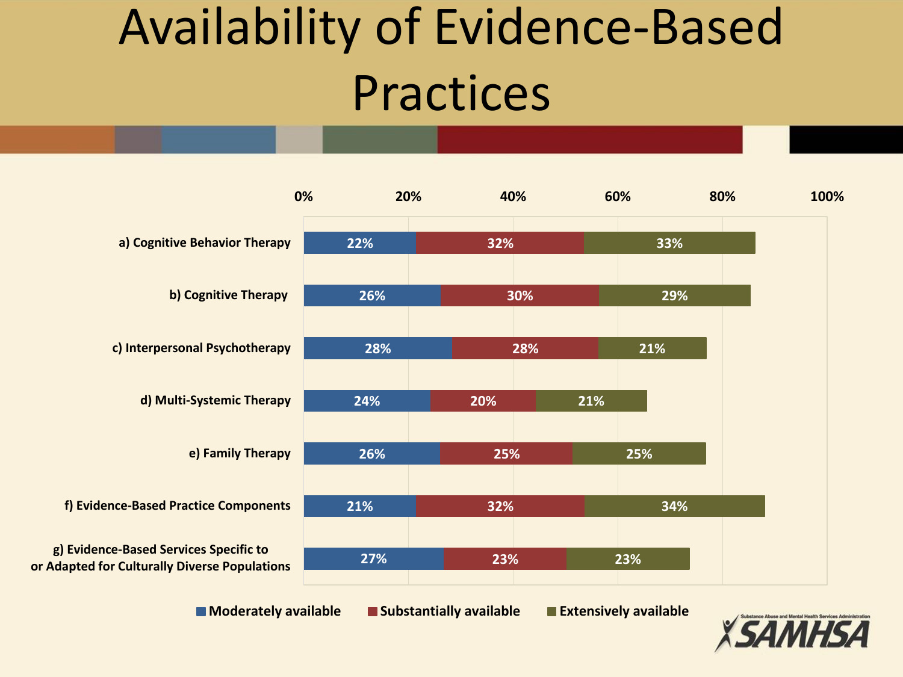# Availability of Evidence-Based Practices

| Practice | Moderately available | Substantially available | Extensively available |
|---|---|---|---|
| a) Cognitive Behavior Therapy | 22% | 32% | 33% |
| b) Cognitive Therapy | 26% | 30% | 29% |
| c) Interpersonal Psychotherapy | 28% | 28% | 21% |
| d) Multi-Systemic Therapy | 24% | 20% | 21% |
| e) Family Therapy | 26% | 25% | 25% |
| f) Evidence-Based Practice Components | 21% | 32% | 34% |
| g) Evidence-Based Services Specific to or Adapted for Culturally Diverse Populations | 27% | 23% | 23% |

SAMHSA — Substance Abuse and Mental Health Services Administration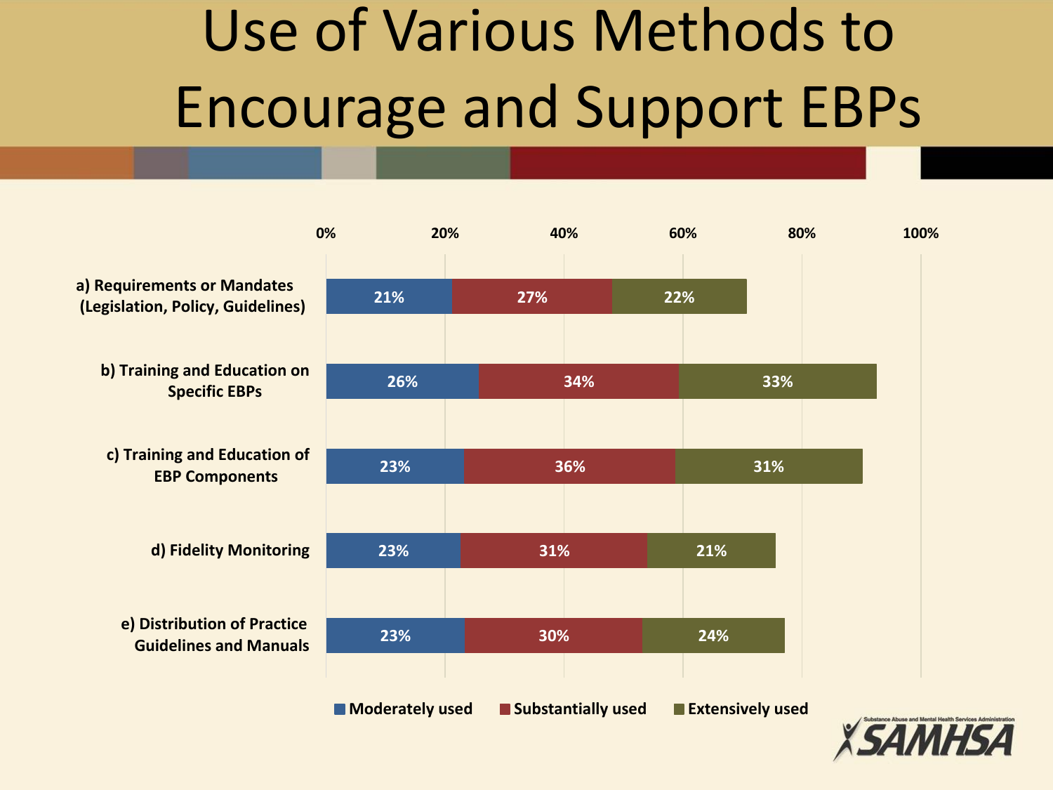# Use of Various Methods to Encourage and Support EBPs

| Method | Moderately used | Substantially used | Extensively used |
|---|---|---|---|
| a) Requirements or Mandates (Legislation, Policy, Guidelines) | 21% | 27% | 22% |
| b) Training and Education on Specific EBPs | 26% | 34% | 33% |
| c) Training and Education of EBP Components | 23% | 36% | 31% |
| d) Fidelity Monitoring | 23% | 31% | 21% |
| e) Distribution of Practice Guidelines and Manuals | 23% | 30% | 24% |

Substance Abuse and Mental Health Services Administration
SAMHSA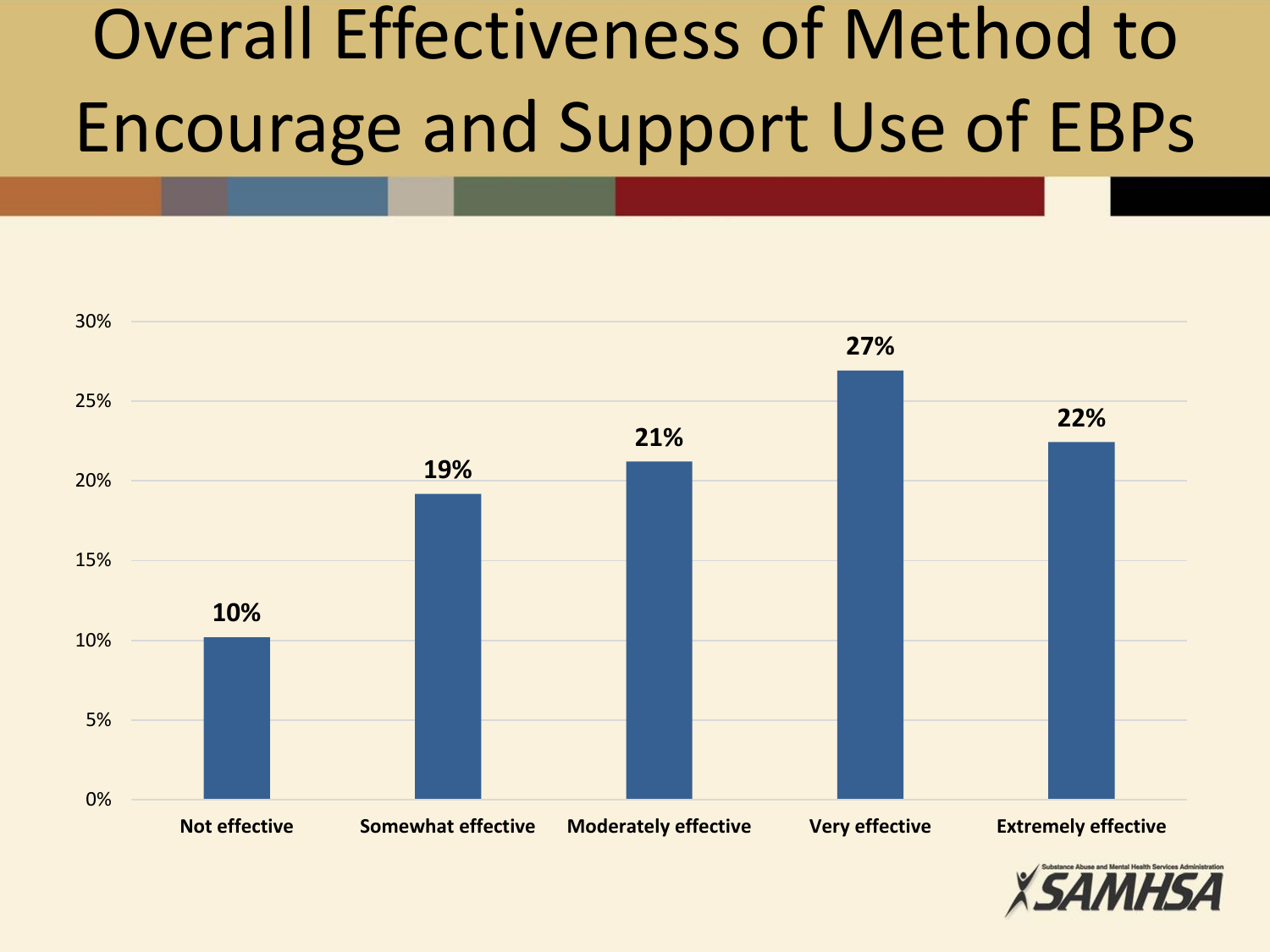# Overall Effectiveness of Method to Encourage and Support Use of EBPs

| Not effective | Somewhat effective | Moderately effective | Very effective | Extremely effective |
|---|---|---|---|---|
| 10% | 19% | 21% | 27% | 22% |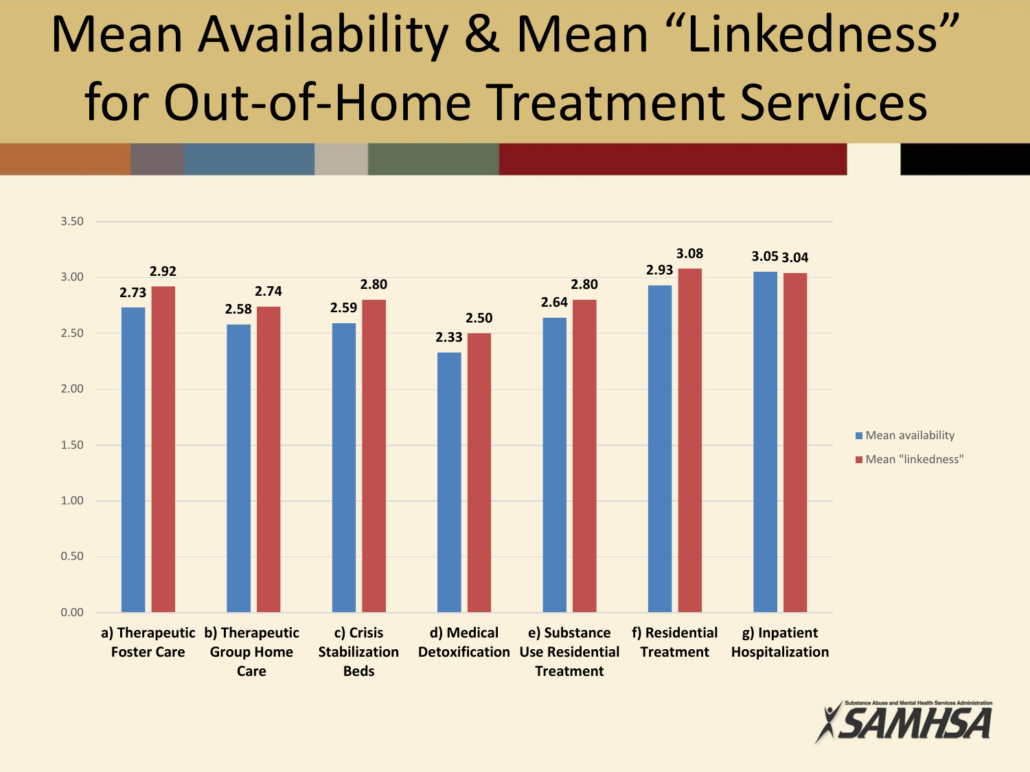# Mean Availability & Mean "Linkedness" for Out-of-Home Treatment Services

| Service | Mean availability | Mean "linkedness" |
| --- | --- | --- |
| a) Therapeutic Foster Care | 2.73 | 2.92 |
| b) Therapeutic Group Home Care | 2.58 | 2.74 |
| c) Crisis Stabilization Beds | 2.59 | 2.80 |
| d) Medical Detoxification | 2.33 | 2.50 |
| e) Substance Use Residential Treatment | 2.64 | 2.80 |
| f) Residential Treatment | 2.93 | 3.08 |
| g) Inpatient Hospitalization | 3.05 | 3.04 |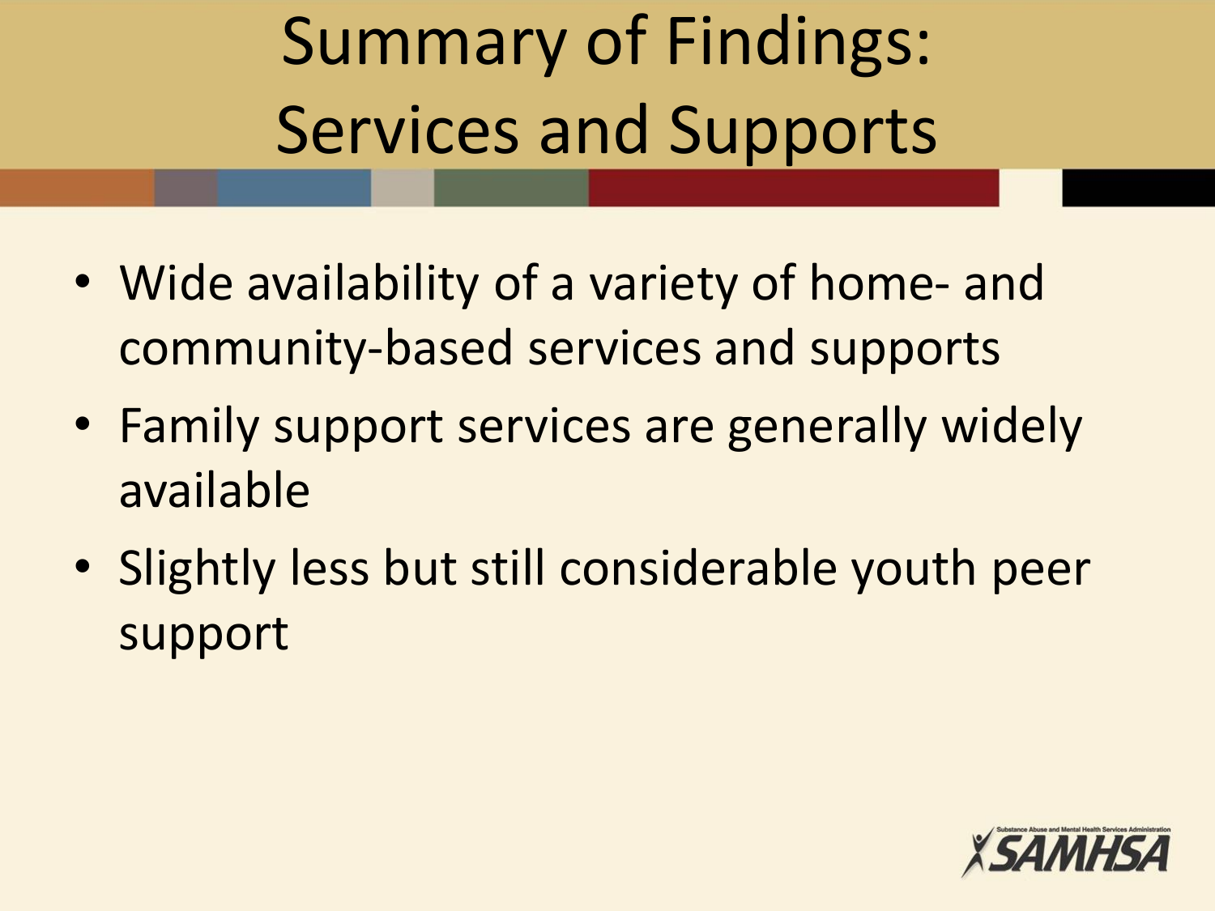# Summary of Findings: Services and Supports

- Wide availability of a variety of home- and community-based services and supports
- Family support services are generally widely available
- Slightly less but still considerable youth peer support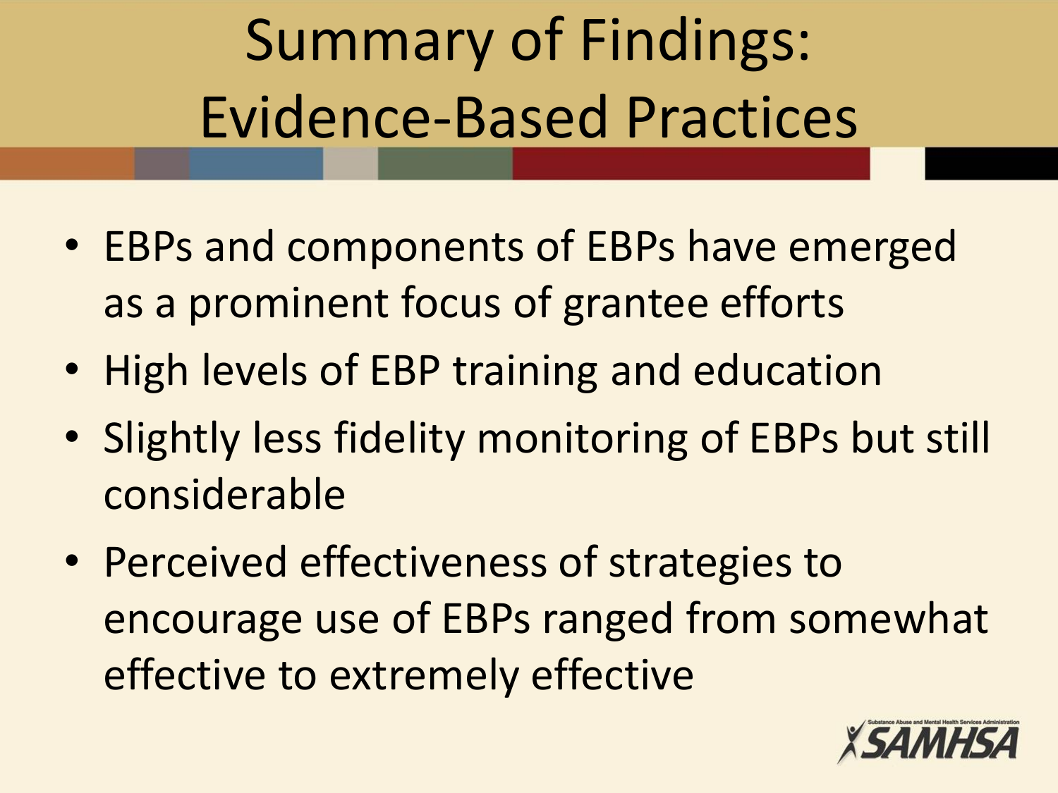# Summary of Findings: Evidence-Based Practices

- EBPs and components of EBPs have emerged as a prominent focus of grantee efforts
- High levels of EBP training and education
- Slightly less fidelity monitoring of EBPs but still considerable
- Perceived effectiveness of strategies to encourage use of EBPs ranged from somewhat effective to extremely effective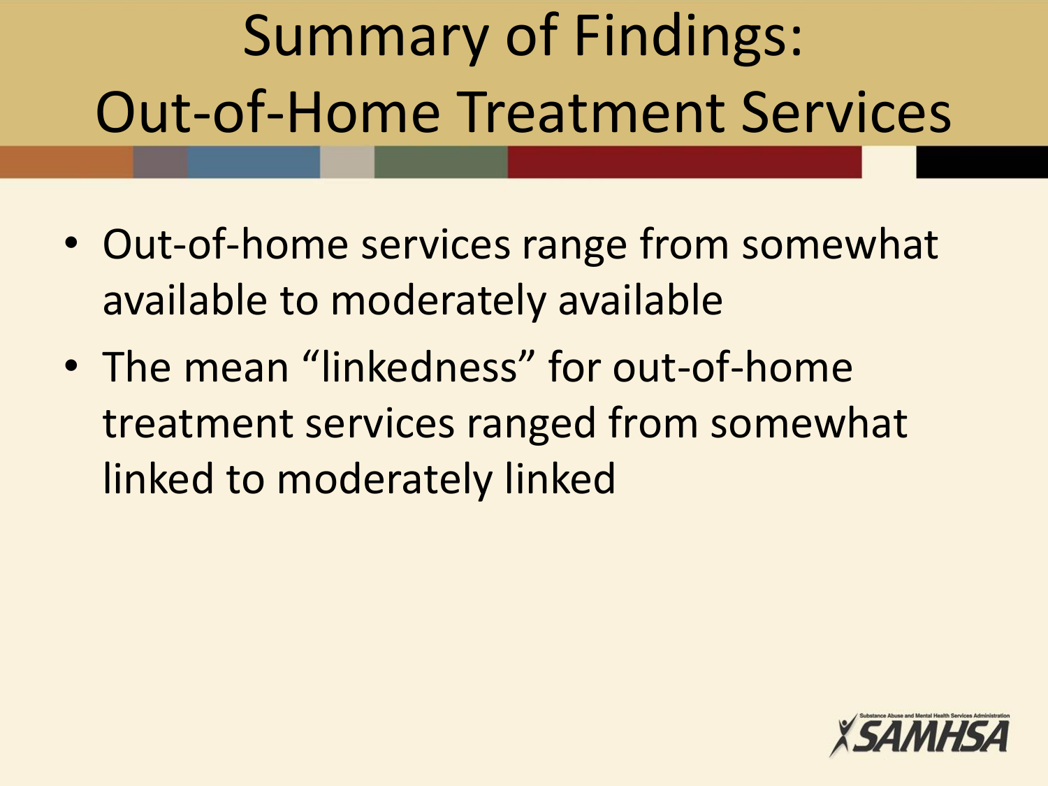# Summary of Findings: Out-of-Home Treatment Services

- Out-of-home services range from somewhat available to moderately available
- The mean “linkedness” for out-of-home treatment services ranged from somewhat linked to moderately linked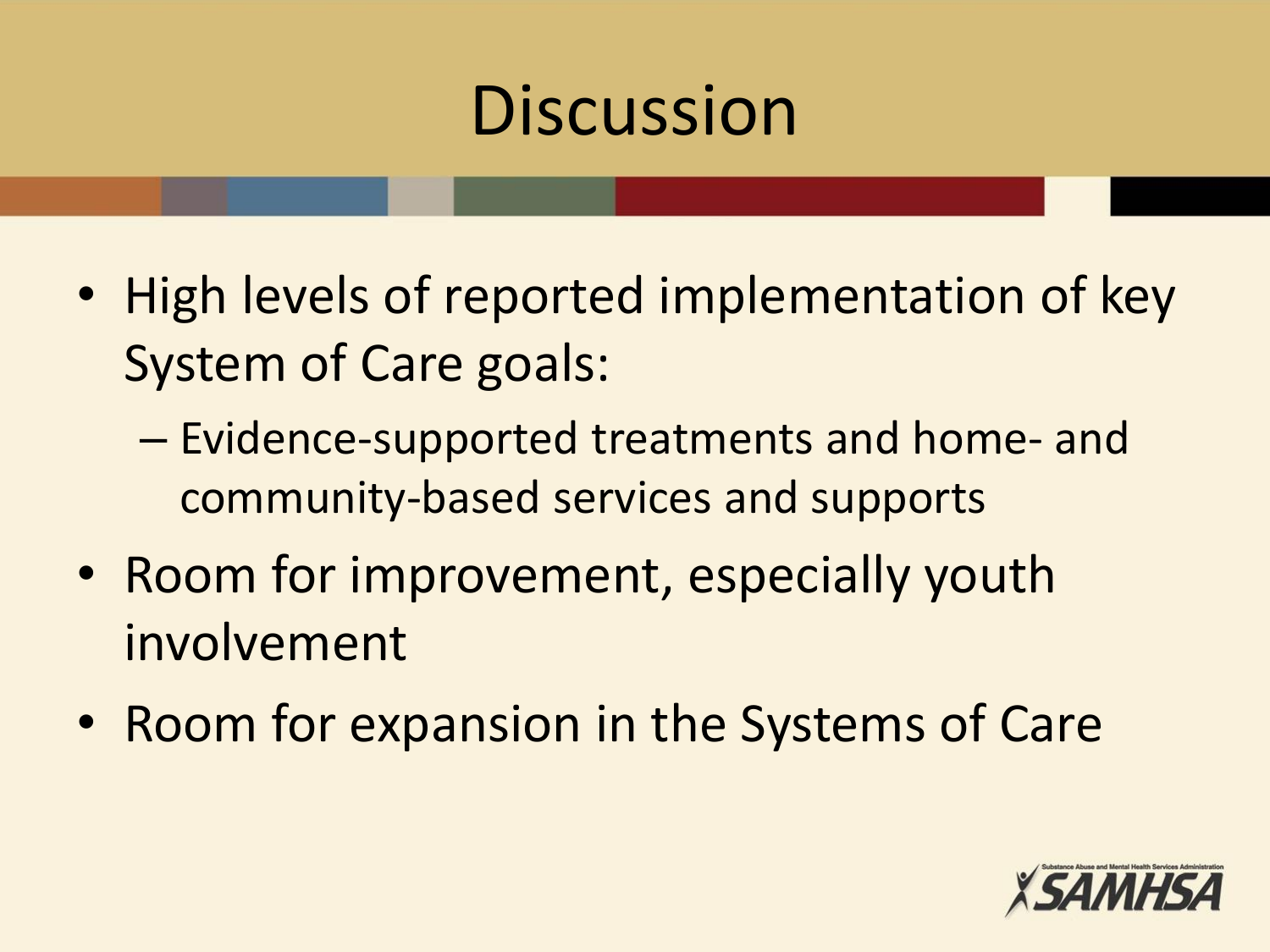# Discussion

- High levels of reported implementation of key System of Care goals:
  - Evidence-supported treatments and home- and community-based services and supports
- Room for improvement, especially youth involvement
- Room for expansion in the Systems of Care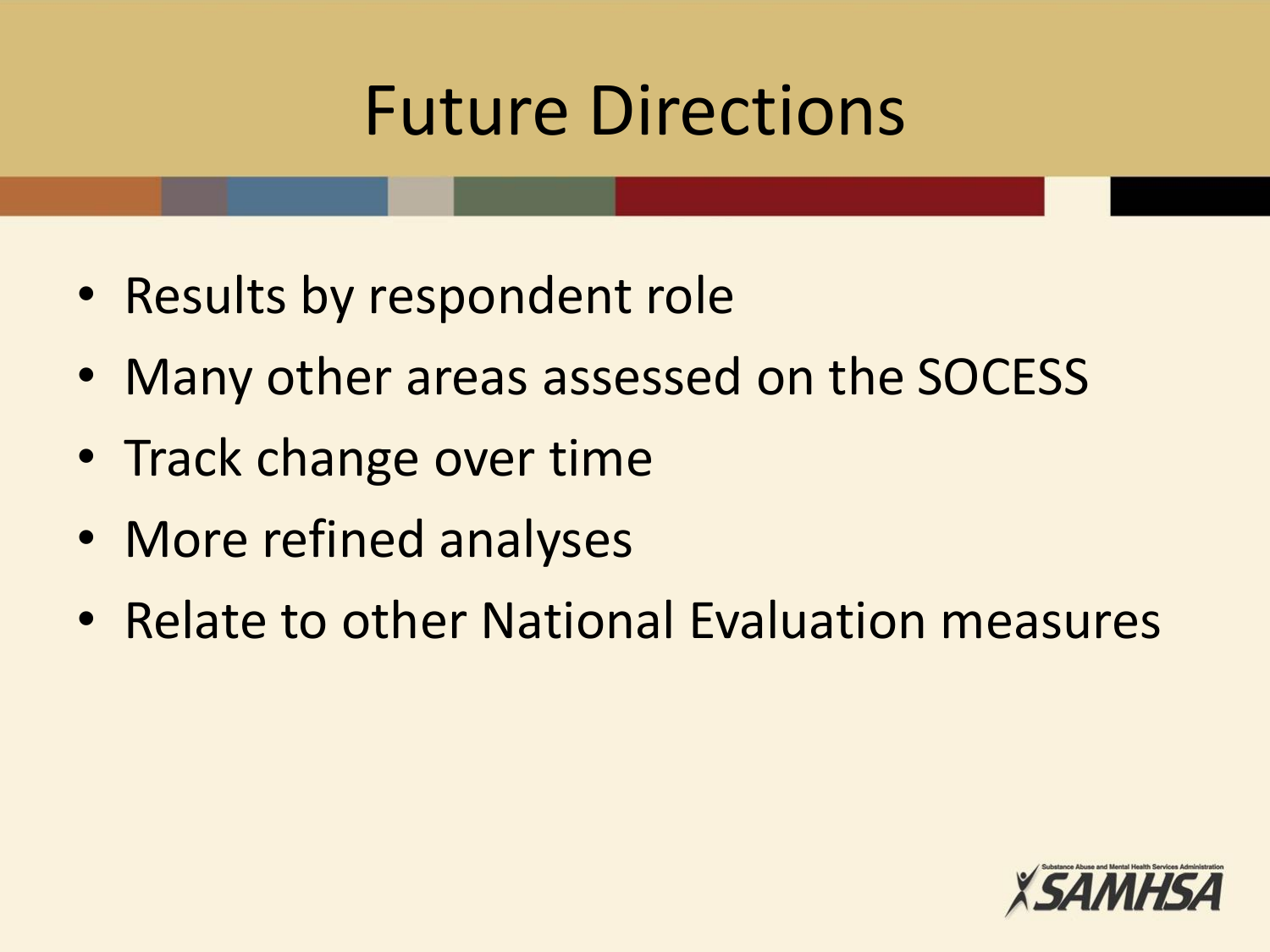# Future Directions

- Results by respondent role
- Many other areas assessed on the SOCESS
- Track change over time
- More refined analyses
- Relate to other National Evaluation measures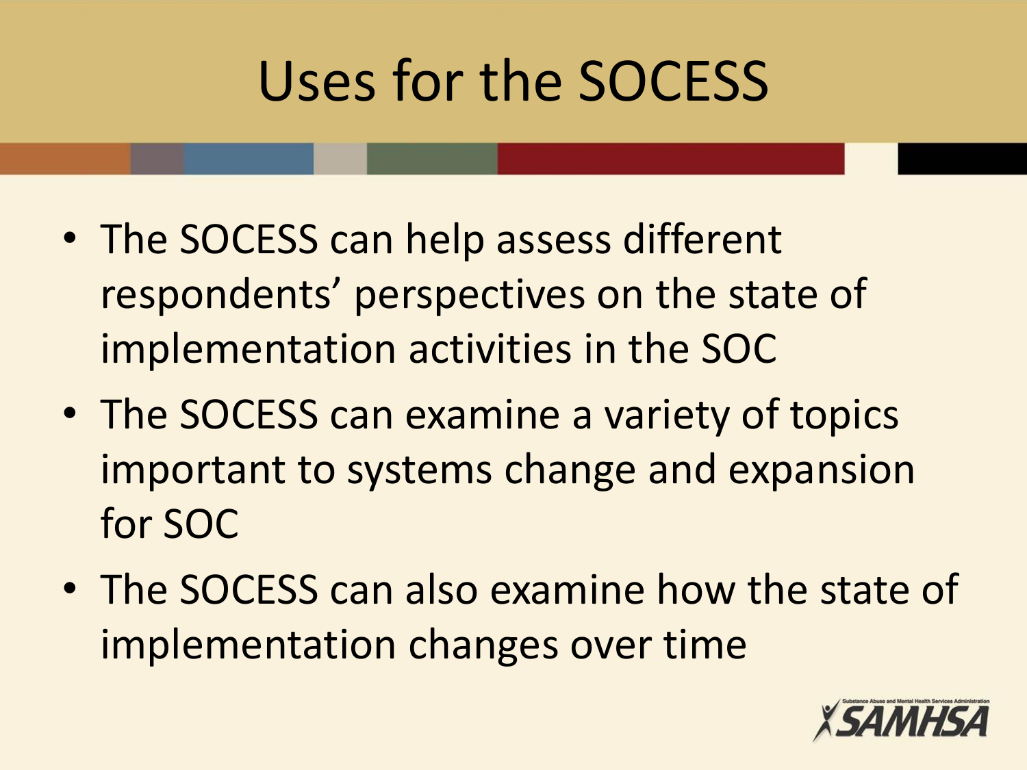# Uses for the SOCESS

- The SOCESS can help assess different respondents' perspectives on the state of implementation activities in the SOC
- The SOCESS can examine a variety of topics important to systems change and expansion for SOC
- The SOCESS can also examine how the state of implementation changes over time